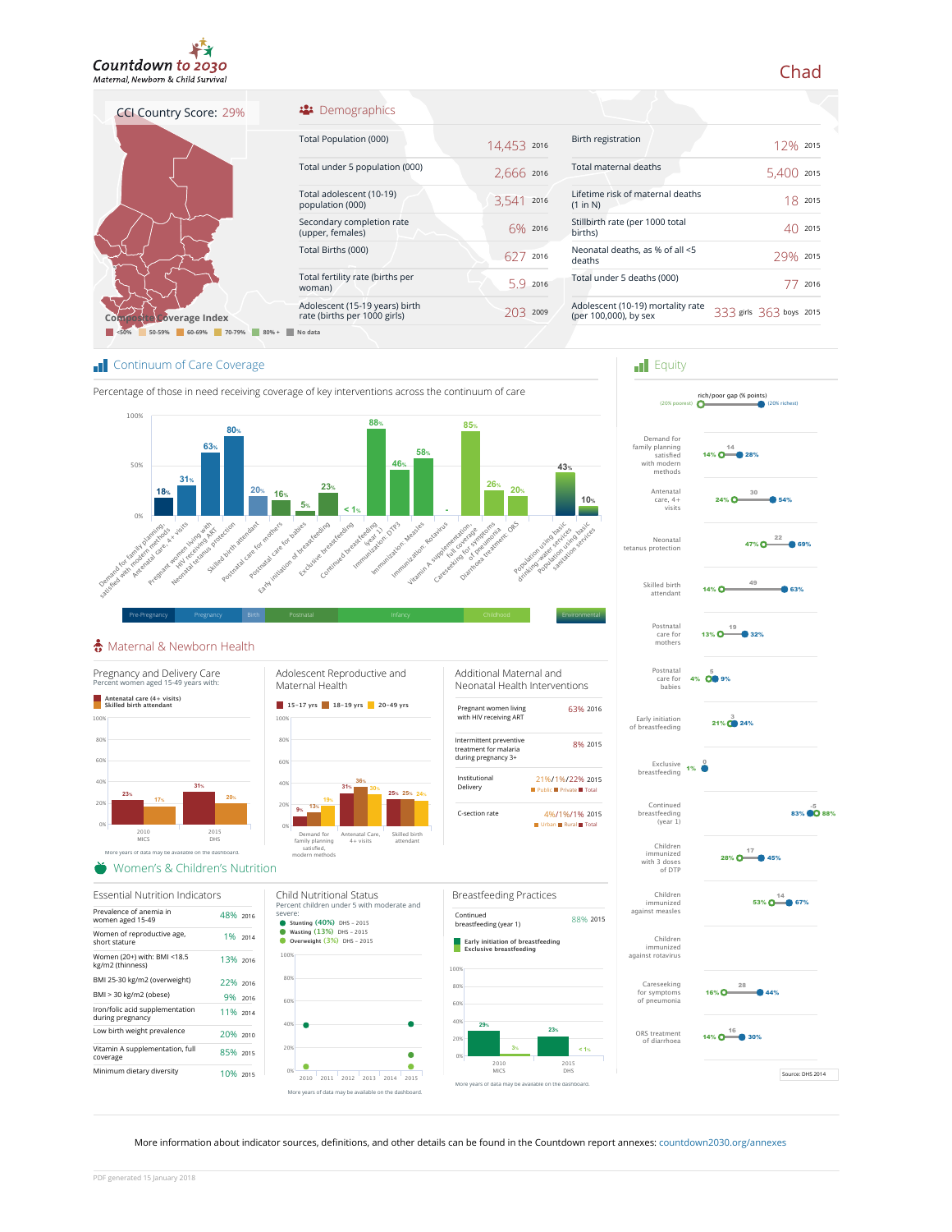# Countdown to 2030

*Maternal, Newborn & Child Survival*

# Chad

**CCI Country Score: 29%**

Composite Coverage Index

<50% | 50-59% | 60-69% | 70-79% | 80% + | No data

## Demographics

| Indicator | Value | Year |
|---|---|---|
| Total Population (000) | 14,453 | 2016 |
| Total under 5 population (000) | 2,666 | 2016 |
| Total adolescent (10-19) population (000) | 3,541 | 2016 |
| Secondary completion rate (upper, females) | 6% | 2016 |
| Total Births (000) | 627 | 2016 |
| Total fertility rate (births per woman) | 5.9 | 2016 |
| Adolescent (15-19 years) birth rate (births per 1000 girls) | 203 | 2009 |

| Indicator | Value | Year |
|---|---|---|
| Birth registration | 12% | 2015 |
| Total maternal deaths | 5,400 | 2015 |
| Lifetime risk of maternal deaths (1 in N) | 18 | 2015 |
| Stillbirth rate (per 1000 total births) | 40 | 2015 |
| Neonatal deaths, as % of all <5 deaths | 29% | 2015 |
| Total under 5 deaths (000) | 77 | 2016 |
| Adolescent (10-19) mortality rate (per 100,000), by sex | 333 girls 363 boys | 2015 |

## Continuum of Care Coverage

Percentage of those in need receiving coverage of key interventions across the continuum of care

| Intervention | Coverage |
|---|---|
| Demand for family planning satisfied with modern methods | 18% |
| Antenatal care, 4+ visits | 31% |
| Pregnant women living with HIV receiving ART | 63% |
| Neonatal tetanus protection | 80% |
| Skilled birth attendant | 20% |
| Postnatal care for mothers | 16% |
| Postnatal care for babies | 5% |
| Early initiation of breastfeeding | 23% |
| Exclusive breastfeeding | < 1% |
| Continued breastfeeding (year 1) | 88% |
| Immunization: DTP3 | 46% |
| Immunization: Measles | 58% |
| Immunization: Rotavirus | - |
| Vitamin A supplementation, full coverage | 85% |
| Careseeking for symptoms of pneumonia | 26% |
| Diarrhoea treatment: ORS | 20% |
| Population using basic drinking water services | 43% |
| Population using basic sanitation services | 10% |

Pre-Pregnancy | Pregnancy | Birth | Postnatal | Infancy | Childhood | Environmental

## Equity

rich/poor gap (% points) — (20% poorest) / (20% richest)

| Indicator | 20% poorest | Gap | 20% richest |
|---|---|---|---|
| Demand for family planning satisfied with modern methods | 14% | 14 | 28% |
| Antenatal care, 4+ visits | 24% | 30 | 54% |
| Neonatal tetanus protection | 47% | 22 | 69% |
| Skilled birth attendant | 14% | 49 | 63% |
| Postnatal care for mothers | 13% | 19 | 32% |
| Postnatal care for babies | 4% | 5 | 9% |
| Early initiation of breastfeeding | 21% | 3 | 24% |
| Exclusive breastfeeding | 1% | 0 | |
| Continued breastfeeding (year 1) | 83% | -5 | 88% |
| Children immunized with 3 doses of DTP | 28% | 17 | 45% |
| Children immunized against measles | 53% | 14 | 67% |
| Children immunized against rotavirus | | | |
| Careseeking for symptoms of pneumonia | 16% | 28 | 44% |
| ORS treatment of diarrhoea | 14% | 16 | 30% |

Source: DHS 2014

## Maternal & Newborn Health

### Pregnancy and Delivery Care

Percent women aged 15-49 years with:

| | Antenatal care (4+ visits) | Skilled birth attendant |
|---|---|---|
| 2010 MICS | 23% | 17% |
| 2015 DHS | 31% | 20% |

More years of data may be available on the dashboard.

### Adolescent Reproductive and Maternal Health

| | 15-17 yrs | 18-19 yrs | 20-49 yrs |
|---|---|---|---|
| Demand for family planning satisfied, modern methods | 9% | 13% | 19% |
| Antenatal Care, 4+ visits | 31% | 36% | 30% |
| Skilled birth attendant | 25% | 25% | 24% |

### Additional Maternal and Neonatal Health Interventions

| Indicator | Value | Year |
|---|---|---|
| Pregnant women living with HIV receiving ART | 63% | 2016 |
| Intermittent preventive treatment for malaria during pregnancy 3+ | 8% | 2015 |
| Institutional Delivery (Public / Private / Total) | 21%/1%/22% | 2015 |
| C-section rate (Urban / Rural / Total) | 4%/1%/1% | 2015 |

## Women's & Children's Nutrition

### Essential Nutrition Indicators

| Indicator | Value | Year |
|---|---|---|
| Prevalence of anemia in women aged 15-49 | 48% | 2016 |
| Women of reproductive age, short stature | 1% | 2014 |
| Women (20+) with: BMI <18.5 kg/m2 (thinness) | 13% | 2016 |
| BMI 25-30 kg/m2 (overweight) | 22% | 2016 |
| BMI > 30 kg/m2 (obese) | 9% | 2016 |
| Iron/folic acid supplementation during pregnancy | 11% | 2014 |
| Low birth weight prevalence | 20% | 2010 |
| Vitamin A supplementation, full coverage | 85% | 2015 |
| Minimum dietary diversity | 10% | 2015 |

### Child Nutritional Status

Percent children under 5 with moderate and severe:

- Stunting (40%) DHS - 2015
- Wasting (13%) DHS - 2015
- Overweight (3%) DHS - 2015

More years of data may be available on the dashboard.

### Breastfeeding Practices

| Indicator | Value | Year |
|---|---|---|
| Continued breastfeeding (year 1) | 88% | 2015 |

| | Early initiation of breastfeeding | Exclusive breastfeeding |
|---|---|---|
| 2010 MICS | 29% | 3% |
| 2015 DHS | 23% | < 1% |

More years of data may be available on the dashboard.

More information about indicator sources, definitions, and other details can be found in the Countdown report annexes: countdown2030.org/annexes

PDF generated 15 January 2018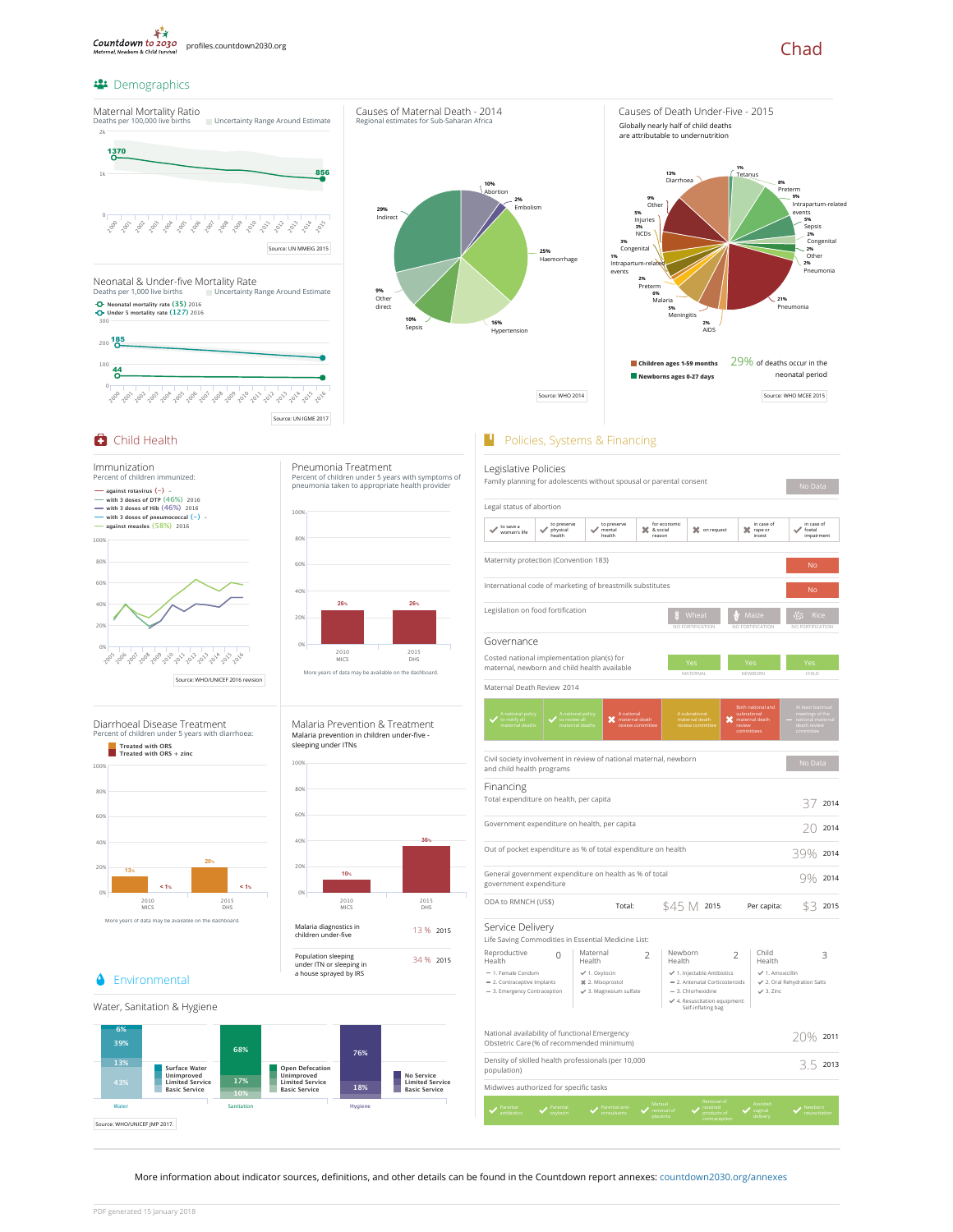Countdown to 2030 — Maternal, Newborn & Child Survival

profiles.countdown2030.org

# Chad

## Demographics

### Maternal Mortality Ratio

Deaths per 100,000 live births

Uncertainty Range Around Estimate

2k

1k

0

1370

856

2000 2001 2002 2003 2004 2005 2006 2007 2008 2009 2010 2011 2012 2013 2014 2015

Source: UN MMEIG 2015

### Causes of Maternal Death - 2014

Regional estimates for Sub-Saharan Africa

10% Abortion

2% Embolism

25% Haemorrhage

16% Hypertension

10% Sepsis

9% Other direct

29% Indirect

Source: WHO 2014

### Causes of Death Under-Five - 2015

Globally nearly half of child deaths are attributable to undernutrition

13% Diarrhoea

1% Tetanus

8% Preterm

9% Intrapartum-related events

5% Sepsis

2% Congenital

2% Other

2% Pneumonia

21% Pneumonia

2% AIDS

5% Meningitis

6% Malaria

2% Preterm

1% Intrapartum-related events

3% Congenital

3% NCDs

5% Injuries

9% Other

Children ages 1-59 months

Newborns ages 0-27 days

29% of deaths occur in the neonatal period

Source: WHO MCEE 2015

### Neonatal & Under-five Mortality Rate

Deaths per 1,000 live births

Uncertainty Range Around Estimate

Neonatal mortality rate (35) 2016

Under 5 mortality rate (127) 2016

300

200

100

0

185

44

2000 2001 2002 2003 2004 2005 2006 2007 2008 2009 2010 2011 2012 2013 2014 2015 2016

Source: UN IGME 2017

## Child Health

### Immunization

Percent of children immunized:

- against rotavirus (–) -
- with 3 doses of DTP (46%) 2016
- with 3 doses of Hib (46%) 2016
- with 3 doses of pneumococcal (–) -
- against measles (58%) 2016

100% 80% 60% 40% 20% 0%

2005 2006 2007 2008 2009 2010 2011 2012 2013 2014 2015 2016

Source: WHO/UNICEF 2016 revision

### Pneumonia Treatment

Percent of children under 5 years with symptoms of pneumonia taken to appropriate health provider

100% 80% 60% 40% 20% 0%

26% 26%

2010 MICS

2015 DHS

More years of data may be available on the dashboard.

### Diarrhoeal Disease Treatment

Percent of children under 5 years with diarrhoea:

- Treated with ORS
- Treated with ORS + zinc

100% 80% 60% 40% 20% 0%

13% < 1%

20% < 1%

2010 MICS

2015 DHS

More years of data may be available on the dashboard.

### Malaria Prevention & Treatment

Malaria prevention in children under-five - sleeping under ITNs

100% 80% 60% 40% 20% 0%

10%

36%

2010 MICS

2015 DHS

| | | |
|---|---|---|
| Malaria diagnostics in children under-five | 13 % | 2015 |
| Population sleeping under ITN or sleeping in a house sprayed by IRS | 34 % | 2015 |

## Environmental

### Water, Sanitation & Hygiene

Water: 6%, 39%, 13%, 43%

- Surface Water
- Unimproved
- Limited Service
- Basic Service

Sanitation: 68%, 17%, 10%

- Open Defecation
- Unimproved
- Limited Service
- Basic Service

Hygiene: 76%, 18%

- No Service
- Limited Service
- Basic Service

Source: WHO/UNICEF JMP 2017.

## Policies, Systems & Financing

### Legislative Policies

| | |
|---|---|
| Family planning for adolescents without spousal or parental consent | No Data |

Legal status of abortion

| to save a woman's life | to preserve physical health | to preserve mental health | for economic & social reason | on request | in case of rape or incest | in case of foetal impairment |
|---|---|---|---|---|---|---|
| ✔ | ✔ | ✔ | ✖ | ✖ | ✖ | ✔ |

| | |
|---|---|
| Maternity protection (Convention 183) | No |
| International code of marketing of breastmilk substitutes | No |

Legislation on food fortification

| Wheat | Maize | Rice |
|---|---|---|
| NO FORTIFICATION | NO FORTIFICATION | NO FORTIFICATION |

### Governance

Costed national implementation plan(s) for maternal, newborn and child health available

| Maternal | Newborn | Child |
|---|---|---|
| Yes | Yes | Yes |

Maternal Death Review 2014

| | |
|---|---|
| A national policy to notify all maternal deaths | ✔ |
| A national policy to review all maternal deaths | ✔ |
| A national maternal death review committee | ✖ |
| A subnational maternal death review committee | ✔ |
| Both national and subnational maternal death review committees | ✖ |
| At least biannual meetings of the national maternal death review committee | – |

| | |
|---|---|
| Civil society involvement in review of national maternal, newborn and child health programs | No Data |

### Financing

| | | |
|---|---|---|
| Total expenditure on health, per capita | 37 | 2014 |
| Government expenditure on health, per capita | 20 | 2014 |
| Out of pocket expenditure as % of total expenditure on health | 39% | 2014 |
| General government expenditure on health as % of total government expenditure | 9% | 2014 |

ODA to RMNCH (US$) — Total: $45 M 2015 — Per capita: $3 2015

### Service Delivery

Life Saving Commodities in Essential Medicine List:

**Reproductive Health** — 0
- 1. Female Condom
- 2. Contraceptive Implants
- 3. Emergency Contraception

**Maternal Health** — 2
- ✔ 1. Oxytocin
- ✖ 2. Misoprostol
- ✔ 3. Magnesium sulfate

**Newborn Health** — 2
- ✔ 1. Injectable Antibiotics
- 2. Antenatal Corticosteroids
- 3. Chlorhexidine
- ✔ 4. Resuscitation equipment: Self-inflating bag

**Child Health** — 3
- ✔ 1. Amoxicillin
- ✔ 2. Oral Rehydration Salts
- ✔ 3. Zinc

| | | |
|---|---|---|
| National availability of functional Emergency Obstetric Care (% of recommended minimum) | 20% | 2011 |
| Density of skilled health professionals (per 10,000 population) | 3.5 | 2013 |

Midwives authorized for specific tasks

| Parental antibiotics | Parental oxytocin | Parental anti-convulsants | Manual removal of placenta | Removal of retained products of conception | Assisted vaginal delivery | Newborn resuscitation |
|---|---|---|---|---|---|---|
| ✔ | ✔ | ✔ | ✔ | ✔ | ✔ | ✔ |

More information about indicator sources, definitions, and other details can be found in the Countdown report annexes: countdown2030.org/annexes

PDF generated 15 January 2018